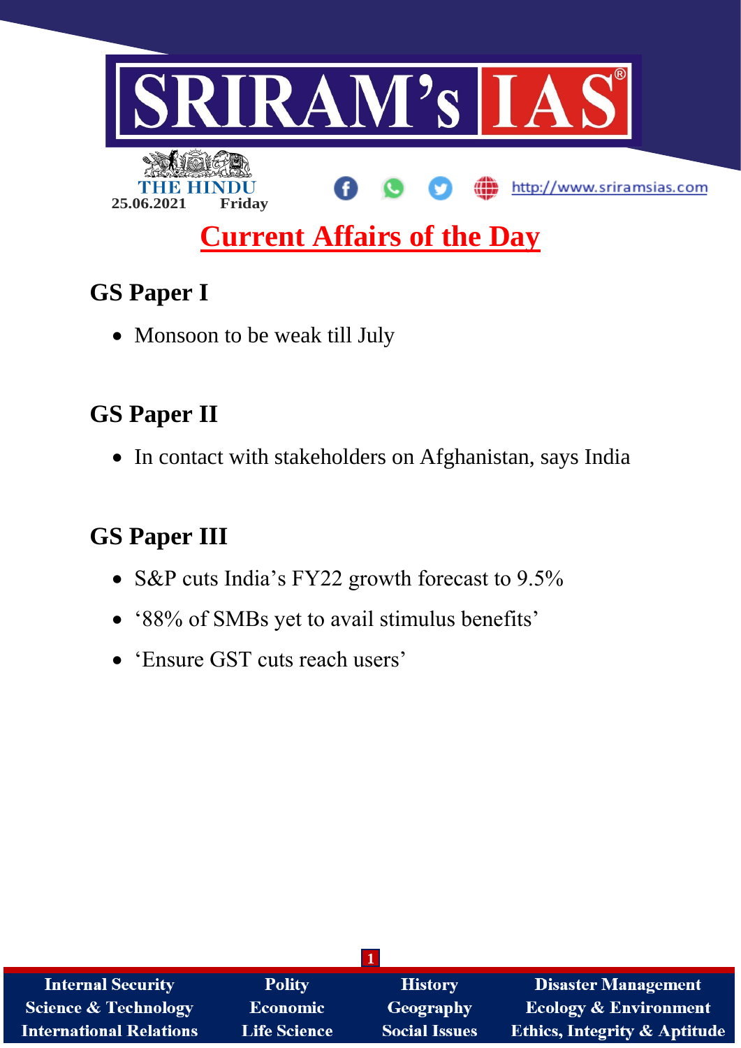# SRIRAM's IAS

THE HINDU

25.06.2021 Friday

http://www.sriramsias.com

## Current Affairs of the Day

## GS Paper I

- Monsoon to be weak till July

## GS Paper II

- In contact with stakeholders on Afghanistan, says India

## GS Paper III

- S&P cuts India's FY22 growth forecast to 9.5%
- '88% of SMBs yet to avail stimulus benefits'
- 'Ensure GST cuts reach users'

Internal Security | Polity | History | Disaster Management
Science & Technology | Economic | Geography | Ecology & Environment
International Relations | Life Science | Social Issues | Ethics, Integrity & Aptitude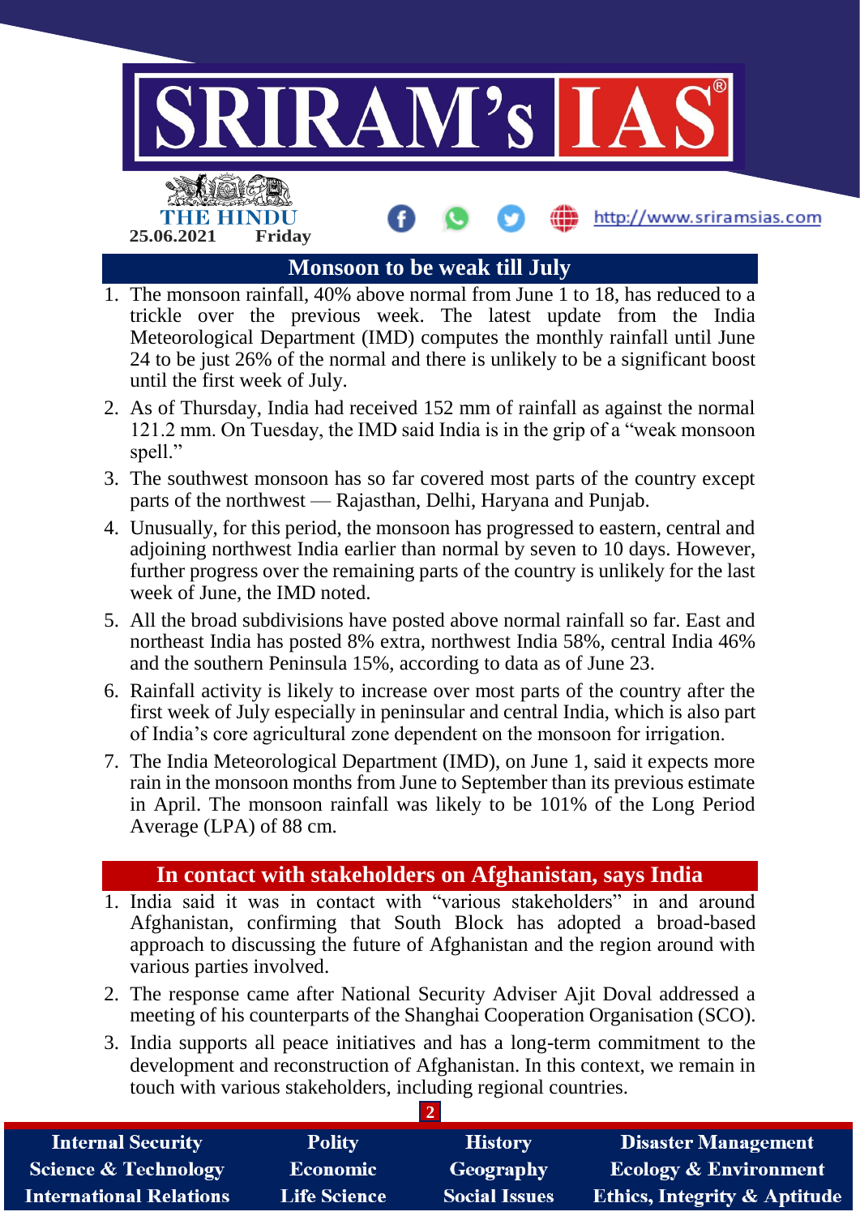## Monsoon to be weak till July

1. The monsoon rainfall, 40% above normal from June 1 to 18, has reduced to a trickle over the previous week. The latest update from the India Meteorological Department (IMD) computes the monthly rainfall until June 24 to be just 26% of the normal and there is unlikely to be a significant boost until the first week of July.
2. As of Thursday, India had received 152 mm of rainfall as against the normal 121.2 mm. On Tuesday, the IMD said India is in the grip of a "weak monsoon spell."
3. The southwest monsoon has so far covered most parts of the country except parts of the northwest — Rajasthan, Delhi, Haryana and Punjab.
4. Unusually, for this period, the monsoon has progressed to eastern, central and adjoining northwest India earlier than normal by seven to 10 days. However, further progress over the remaining parts of the country is unlikely for the last week of June, the IMD noted.
5. All the broad subdivisions have posted above normal rainfall so far. East and northeast India has posted 8% extra, northwest India 58%, central India 46% and the southern Peninsula 15%, according to data as of June 23.
6. Rainfall activity is likely to increase over most parts of the country after the first week of July especially in peninsular and central India, which is also part of India's core agricultural zone dependent on the monsoon for irrigation.
7. The India Meteorological Department (IMD), on June 1, said it expects more rain in the monsoon months from June to September than its previous estimate in April. The monsoon rainfall was likely to be 101% of the Long Period Average (LPA) of 88 cm.

## In contact with stakeholders on Afghanistan, says India

1. India said it was in contact with "various stakeholders" in and around Afghanistan, confirming that South Block has adopted a broad-based approach to discussing the future of Afghanistan and the region around with various parties involved.
2. The response came after National Security Adviser Ajit Doval addressed a meeting of his counterparts of the Shanghai Cooperation Organisation (SCO).
3. India supports all peace initiatives and has a long-term commitment to the development and reconstruction of Afghanistan. In this context, we remain in touch with various stakeholders, including regional countries.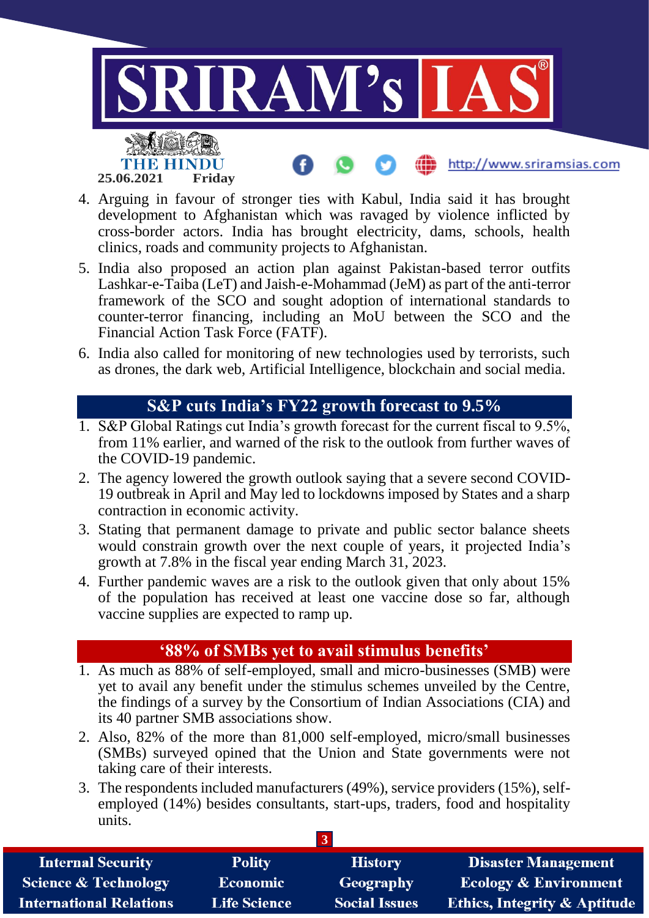4. Arguing in favour of stronger ties with Kabul, India said it has brought development to Afghanistan which was ravaged by violence inflicted by cross-border actors. India has brought electricity, dams, schools, health clinics, roads and community projects to Afghanistan.
5. India also proposed an action plan against Pakistan-based terror outfits Lashkar-e-Taiba (LeT) and Jaish-e-Mohammad (JeM) as part of the anti-terror framework of the SCO and sought adoption of international standards to counter-terror financing, including an MoU between the SCO and the Financial Action Task Force (FATF).
6. India also called for monitoring of new technologies used by terrorists, such as drones, the dark web, Artificial Intelligence, blockchain and social media.

## S&P cuts India's FY22 growth forecast to 9.5%

1. S&P Global Ratings cut India's growth forecast for the current fiscal to 9.5%, from 11% earlier, and warned of the risk to the outlook from further waves of the COVID-19 pandemic.
2. The agency lowered the growth outlook saying that a severe second COVID-19 outbreak in April and May led to lockdowns imposed by States and a sharp contraction in economic activity.
3. Stating that permanent damage to private and public sector balance sheets would constrain growth over the next couple of years, it projected India's growth at 7.8% in the fiscal year ending March 31, 2023.
4. Further pandemic waves are a risk to the outlook given that only about 15% of the population has received at least one vaccine dose so far, although vaccine supplies are expected to ramp up.

## '88% of SMBs yet to avail stimulus benefits'

1. As much as 88% of self-employed, small and micro-businesses (SMB) were yet to avail any benefit under the stimulus schemes unveiled by the Centre, the findings of a survey by the Consortium of Indian Associations (CIA) and its 40 partner SMB associations show.
2. Also, 82% of the more than 81,000 self-employed, micro/small businesses (SMBs) surveyed opined that the Union and State governments were not taking care of their interests.
3. The respondents included manufacturers (49%), service providers (15%), self-employed (14%) besides consultants, start-ups, traders, food and hospitality units.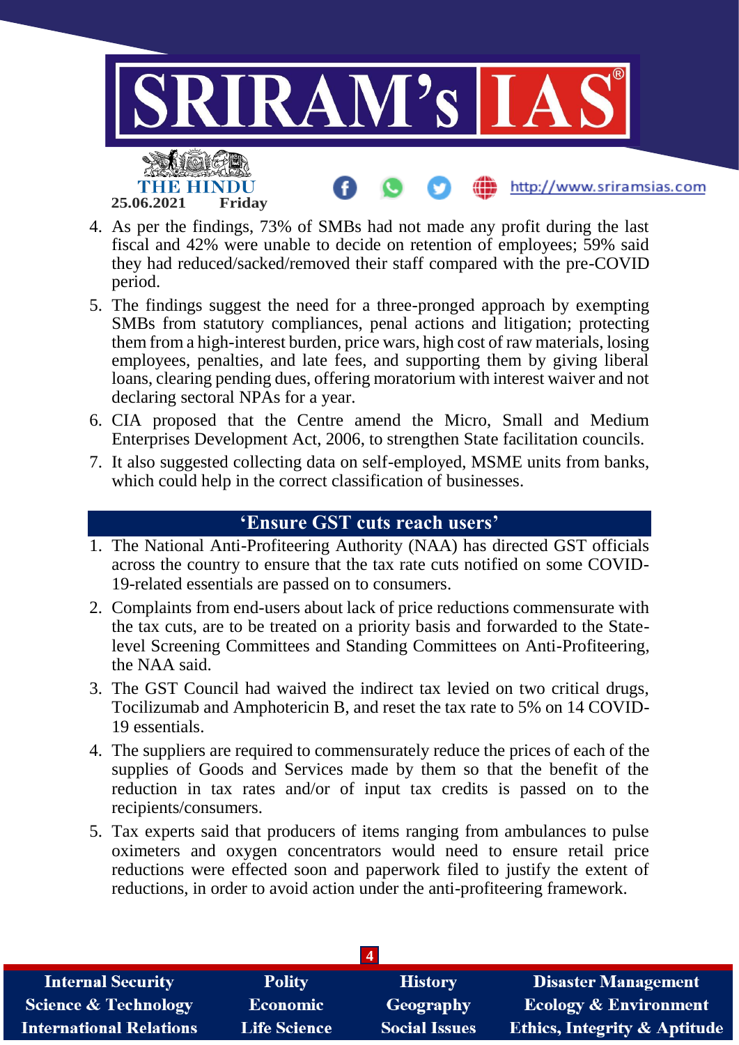4. As per the findings, 73% of SMBs had not made any profit during the last fiscal and 42% were unable to decide on retention of employees; 59% said they had reduced/sacked/removed their staff compared with the pre-COVID period.
5. The findings suggest the need for a three-pronged approach by exempting SMBs from statutory compliances, penal actions and litigation; protecting them from a high-interest burden, price wars, high cost of raw materials, losing employees, penalties, and late fees, and supporting them by giving liberal loans, clearing pending dues, offering moratorium with interest waiver and not declaring sectoral NPAs for a year.
6. CIA proposed that the Centre amend the Micro, Small and Medium Enterprises Development Act, 2006, to strengthen State facilitation councils.
7. It also suggested collecting data on self-employed, MSME units from banks, which could help in the correct classification of businesses.

## 'Ensure GST cuts reach users'

1. The National Anti-Profiteering Authority (NAA) has directed GST officials across the country to ensure that the tax rate cuts notified on some COVID-19-related essentials are passed on to consumers.
2. Complaints from end-users about lack of price reductions commensurate with the tax cuts, are to be treated on a priority basis and forwarded to the State-level Screening Committees and Standing Committees on Anti-Profiteering, the NAA said.
3. The GST Council had waived the indirect tax levied on two critical drugs, Tocilizumab and Amphotericin B, and reset the tax rate to 5% on 14 COVID-19 essentials.
4. The suppliers are required to commensurately reduce the prices of each of the supplies of Goods and Services made by them so that the benefit of the reduction in tax rates and/or of input tax credits is passed on to the recipients/consumers.
5. Tax experts said that producers of items ranging from ambulances to pulse oximeters and oxygen concentrators would need to ensure retail price reductions were effected soon and paperwork filed to justify the extent of reductions, in order to avoid action under the anti-profiteering framework.